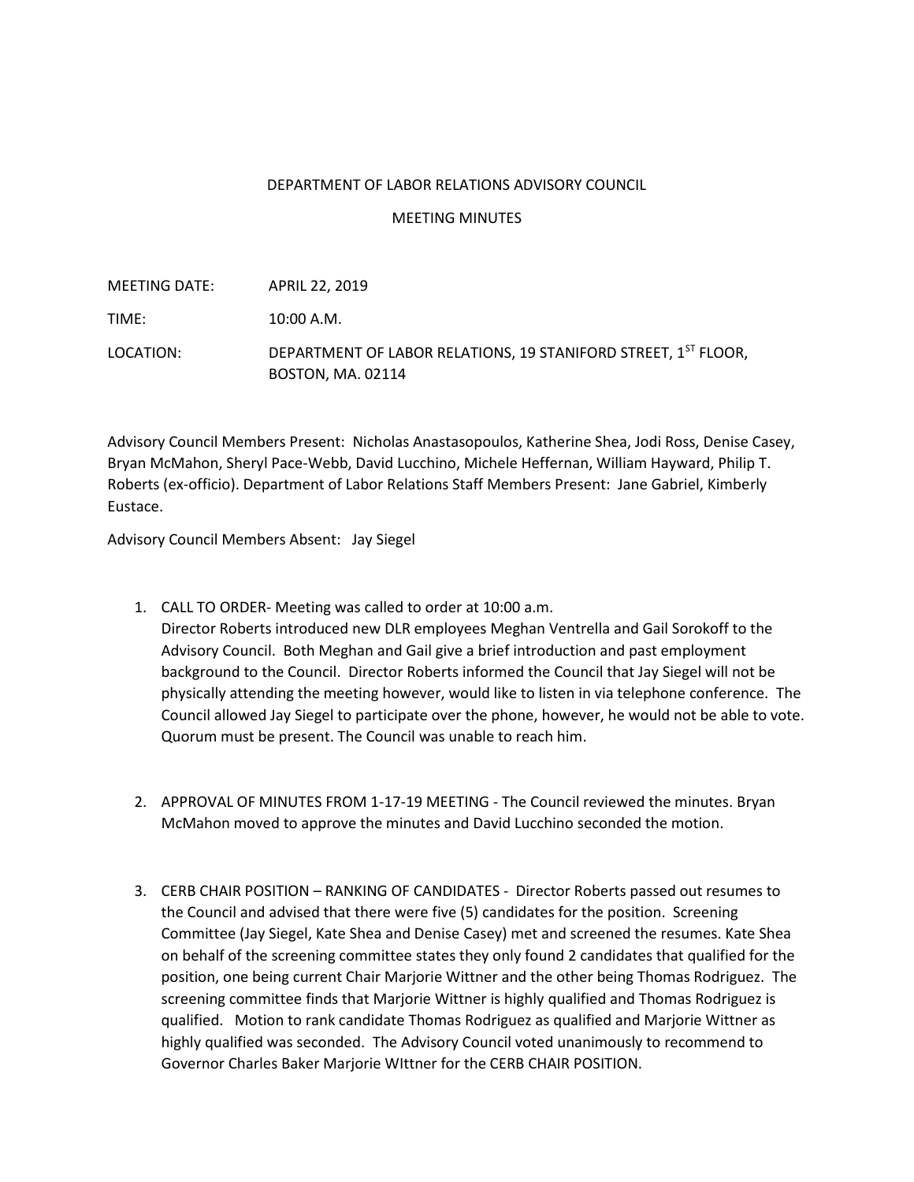DEPARTMENT OF LABOR RELATIONS ADVISORY COUNCIL

MEETING MINUTES

MEETING DATE: APRIL 22, 2019

TIME: 10:00 A.M.

LOCATION: DEPARTMENT OF LABOR RELATIONS, 19 STANIFORD STREET, 1ST FLOOR, BOSTON, MA. 02114

Advisory Council Members Present: Nicholas Anastasopoulos, Katherine Shea, Jodi Ross, Denise Casey, Bryan McMahon, Sheryl Pace-Webb, David Lucchino, Michele Heffernan, William Hayward, Philip T. Roberts (ex-officio). Department of Labor Relations Staff Members Present: Jane Gabriel, Kimberly Eustace.

Advisory Council Members Absent: Jay Siegel

1. CALL TO ORDER- Meeting was called to order at 10:00 a.m.
   Director Roberts introduced new DLR employees Meghan Ventrella and Gail Sorokoff to the Advisory Council. Both Meghan and Gail give a brief introduction and past employment background to the Council. Director Roberts informed the Council that Jay Siegel will not be physically attending the meeting however, would like to listen in via telephone conference. The Council allowed Jay Siegel to participate over the phone, however, he would not be able to vote. Quorum must be present. The Council was unable to reach him.

2. APPROVAL OF MINUTES FROM 1-17-19 MEETING - The Council reviewed the minutes. Bryan McMahon moved to approve the minutes and David Lucchino seconded the motion.

3. CERB CHAIR POSITION – RANKING OF CANDIDATES - Director Roberts passed out resumes to the Council and advised that there were five (5) candidates for the position. Screening Committee (Jay Siegel, Kate Shea and Denise Casey) met and screened the resumes. Kate Shea on behalf of the screening committee states they only found 2 candidates that qualified for the position, one being current Chair Marjorie Wittner and the other being Thomas Rodriguez. The screening committee finds that Marjorie Wittner is highly qualified and Thomas Rodriguez is qualified. Motion to rank candidate Thomas Rodriguez as qualified and Marjorie Wittner as highly qualified was seconded. The Advisory Council voted unanimously to recommend to Governor Charles Baker Marjorie WIttner for the CERB CHAIR POSITION.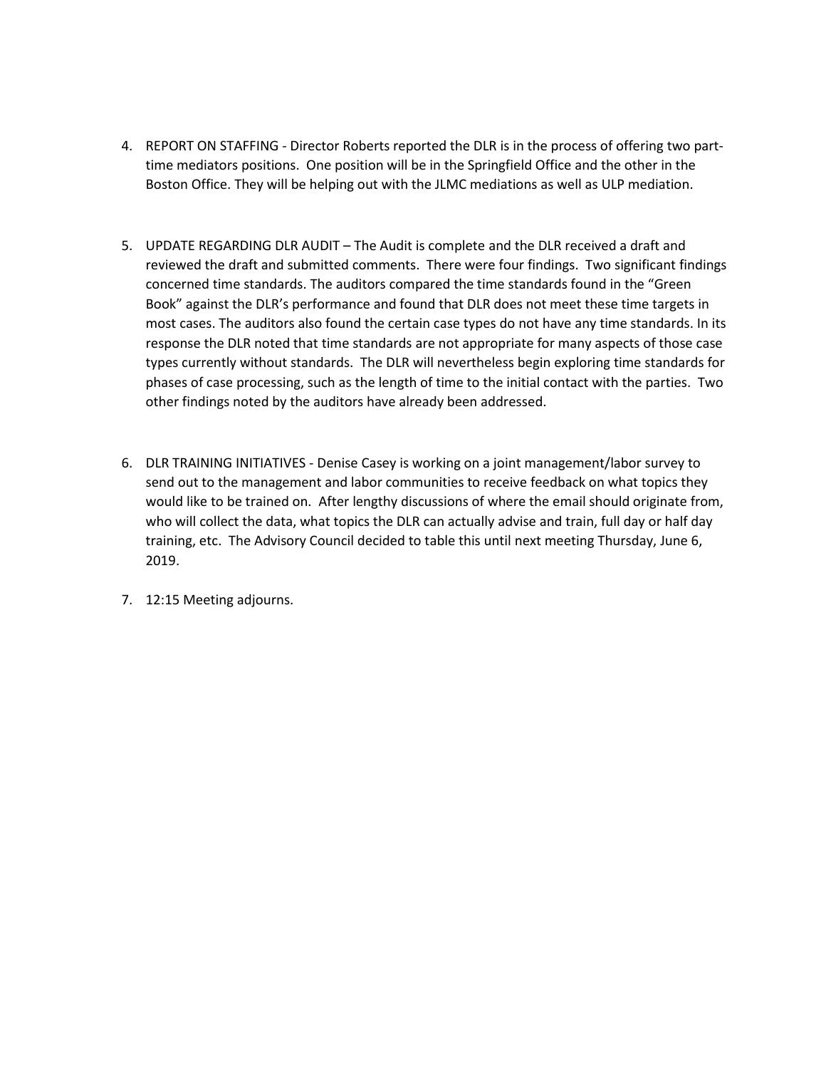4. REPORT ON STAFFING - Director Roberts reported the DLR is in the process of offering two part-time mediators positions. One position will be in the Springfield Office and the other in the Boston Office. They will be helping out with the JLMC mediations as well as ULP mediation.

5. UPDATE REGARDING DLR AUDIT – The Audit is complete and the DLR received a draft and reviewed the draft and submitted comments. There were four findings. Two significant findings concerned time standards. The auditors compared the time standards found in the "Green Book" against the DLR's performance and found that DLR does not meet these time targets in most cases. The auditors also found the certain case types do not have any time standards. In its response the DLR noted that time standards are not appropriate for many aspects of those case types currently without standards. The DLR will nevertheless begin exploring time standards for phases of case processing, such as the length of time to the initial contact with the parties. Two other findings noted by the auditors have already been addressed.

6. DLR TRAINING INITIATIVES - Denise Casey is working on a joint management/labor survey to send out to the management and labor communities to receive feedback on what topics they would like to be trained on. After lengthy discussions of where the email should originate from, who will collect the data, what topics the DLR can actually advise and train, full day or half day training, etc. The Advisory Council decided to table this until next meeting Thursday, June 6, 2019.

7. 12:15 Meeting adjourns.